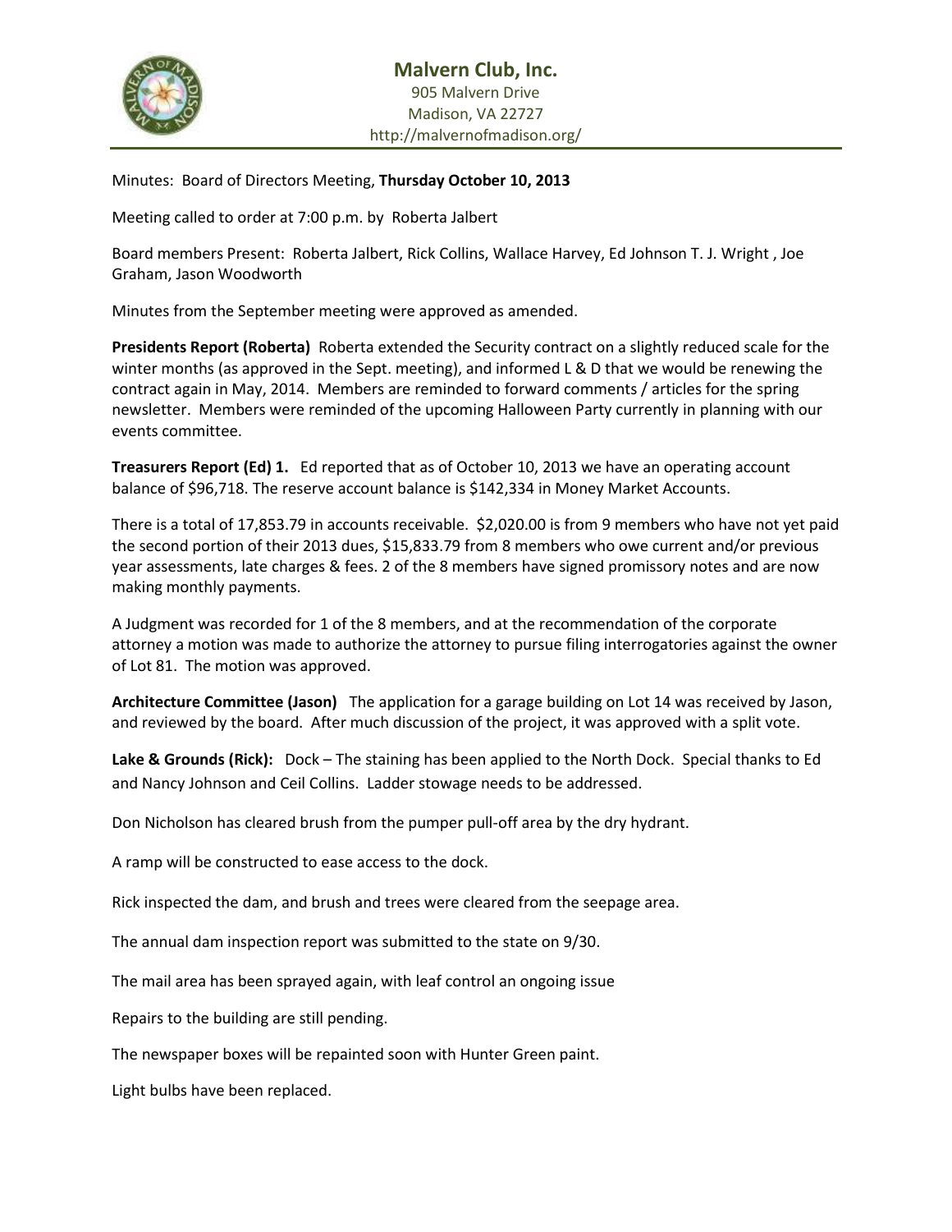# Malvern Club, Inc.

905 Malvern Drive
Madison, VA 22727
http://malvernofmadison.org/

Minutes: Board of Directors Meeting, **Thursday October 10, 2013**

Meeting called to order at 7:00 p.m. by Roberta Jalbert

Board members Present: Roberta Jalbert, Rick Collins, Wallace Harvey, Ed Johnson T. J. Wright , Joe Graham, Jason Woodworth

Minutes from the September meeting were approved as amended.

**Presidents Report (Roberta)** Roberta extended the Security contract on a slightly reduced scale for the winter months (as approved in the Sept. meeting), and informed L & D that we would be renewing the contract again in May, 2014. Members are reminded to forward comments / articles for the spring newsletter. Members were reminded of the upcoming Halloween Party currently in planning with our events committee.

**Treasurers Report (Ed) 1.** Ed reported that as of October 10, 2013 we have an operating account balance of $96,718. The reserve account balance is $142,334 in Money Market Accounts.

There is a total of 17,853.79 in accounts receivable. $2,020.00 is from 9 members who have not yet paid the second portion of their 2013 dues, $15,833.79 from 8 members who owe current and/or previous year assessments, late charges & fees. 2 of the 8 members have signed promissory notes and are now making monthly payments.

A Judgment was recorded for 1 of the 8 members, and at the recommendation of the corporate attorney a motion was made to authorize the attorney to pursue filing interrogatories against the owner of Lot 81. The motion was approved.

**Architecture Committee (Jason)** The application for a garage building on Lot 14 was received by Jason, and reviewed by the board. After much discussion of the project, it was approved with a split vote.

**Lake & Grounds (Rick):** Dock – The staining has been applied to the North Dock. Special thanks to Ed and Nancy Johnson and Ceil Collins. Ladder stowage needs to be addressed.

Don Nicholson has cleared brush from the pumper pull-off area by the dry hydrant.

A ramp will be constructed to ease access to the dock.

Rick inspected the dam, and brush and trees were cleared from the seepage area.

The annual dam inspection report was submitted to the state on 9/30.

The mail area has been sprayed again, with leaf control an ongoing issue

Repairs to the building are still pending.

The newspaper boxes will be repainted soon with Hunter Green paint.

Light bulbs have been replaced.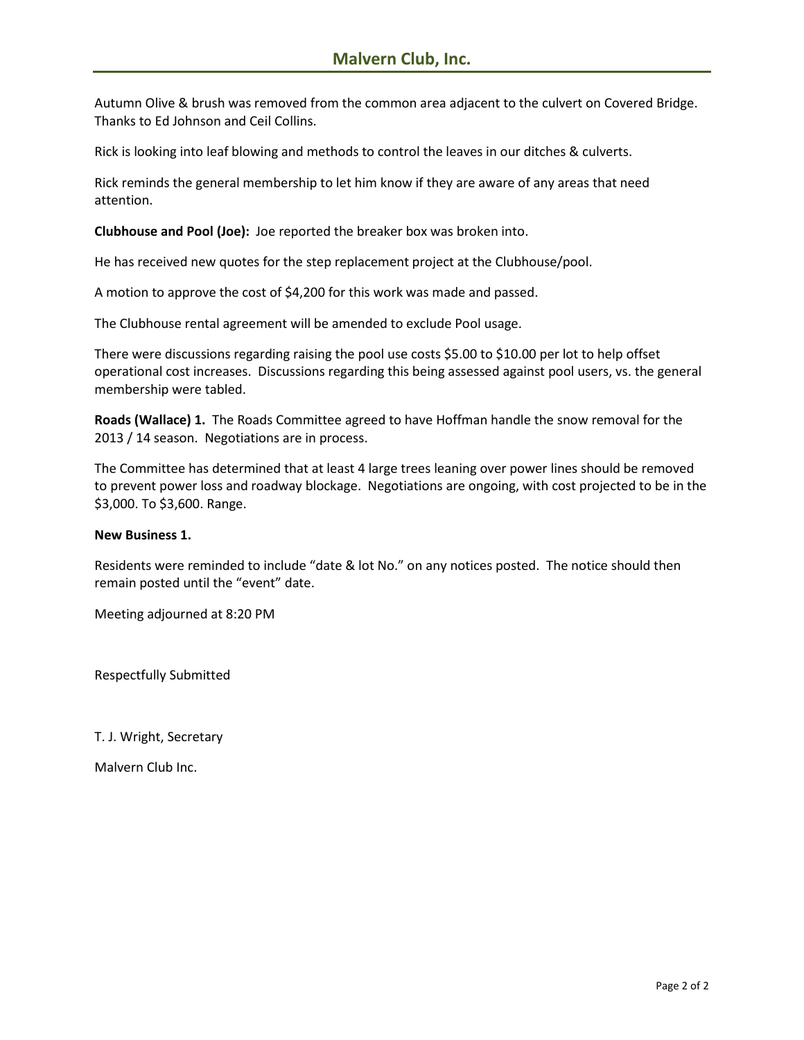Autumn Olive & brush was removed from the common area adjacent to the culvert on Covered Bridge. Thanks to Ed Johnson and Ceil Collins.

Rick is looking into leaf blowing and methods to control the leaves in our ditches & culverts.

Rick reminds the general membership to let him know if they are aware of any areas that need attention.

**Clubhouse and Pool (Joe):** Joe reported the breaker box was broken into.

He has received new quotes for the step replacement project at the Clubhouse/pool.

A motion to approve the cost of $4,200 for this work was made and passed.

The Clubhouse rental agreement will be amended to exclude Pool usage.

There were discussions regarding raising the pool use costs $5.00 to $10.00 per lot to help offset operational cost increases. Discussions regarding this being assessed against pool users, vs. the general membership were tabled.

**Roads (Wallace) 1.** The Roads Committee agreed to have Hoffman handle the snow removal for the 2013 / 14 season. Negotiations are in process.

The Committee has determined that at least 4 large trees leaning over power lines should be removed to prevent power loss and roadway blockage. Negotiations are ongoing, with cost projected to be in the $3,000. To $3,600. Range.

**New Business 1.**

Residents were reminded to include "date & lot No." on any notices posted. The notice should then remain posted until the "event" date.

Meeting adjourned at 8:20 PM

Respectfully Submitted

T. J. Wright, Secretary

Malvern Club Inc.